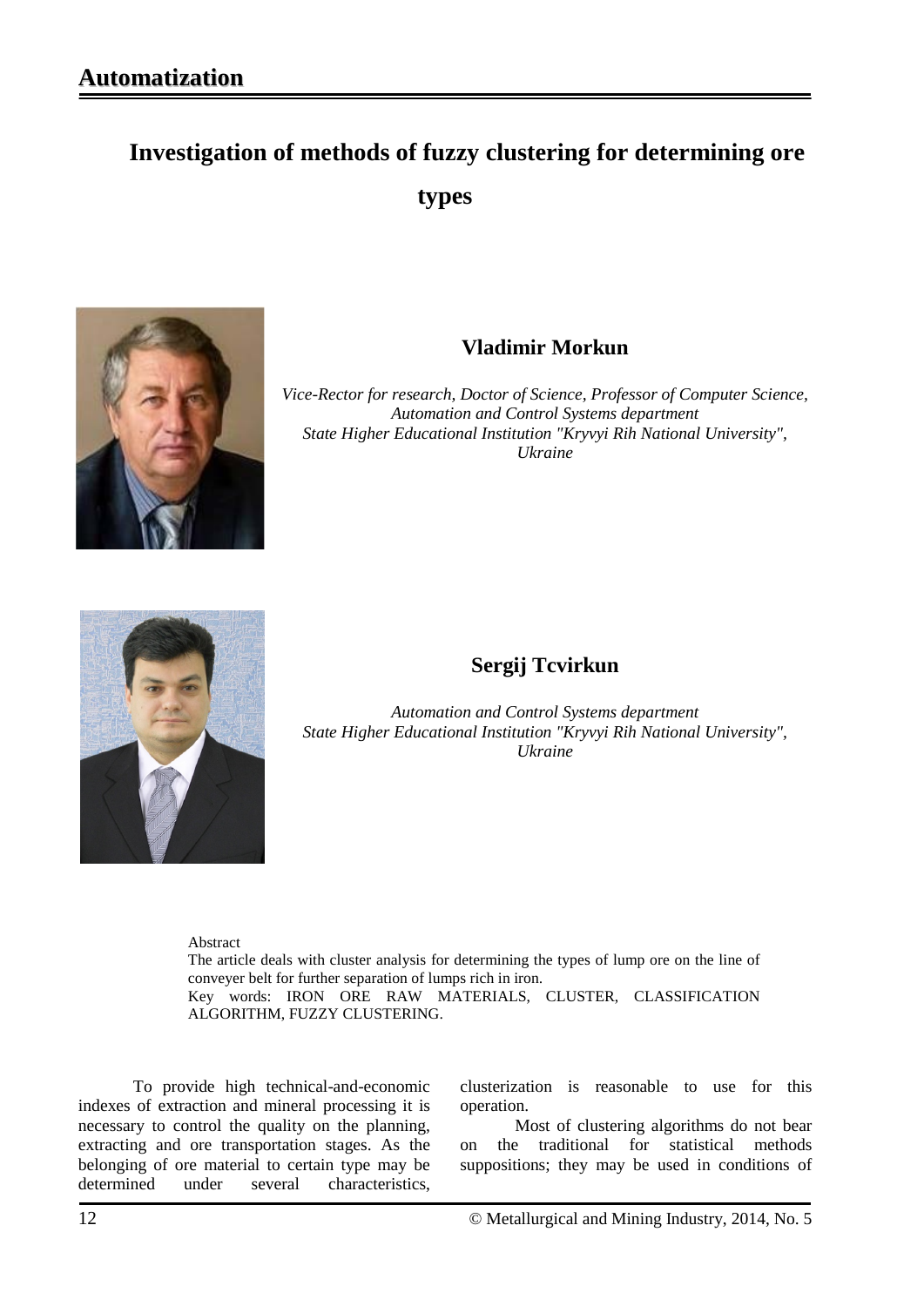# Investigation of methods of fuzzy clustering for determining ore types

## Vladimir Morkun

*Vice-Rector for research, Doctor of Science, Professor of Computer Science, Automation and Control Systems department*
*State Higher Educational Institution "Kryvyi Rih National University", Ukraine*

## Sergij Tcvirkun

*Automation and Control Systems department*
*State Higher Educational Institution "Kryvyi Rih National University", Ukraine*

Abstract

The article deals with cluster analysis for determining the types of lump ore on the line of conveyer belt for further separation of lumps rich in iron.

Key words: IRON ORE RAW MATERIALS, CLUSTER, CLASSIFICATION ALGORITHM, FUZZY CLUSTERING.

To provide high technical-and-economic indexes of extraction and mineral processing it is necessary to control the quality on the planning, extracting and ore transportation stages. As the belonging of ore material to certain type may be determined under several characteristics, clusterization is reasonable to use for this operation.

Most of clustering algorithms do not bear on the traditional for statistical methods suppositions; they may be used in conditions of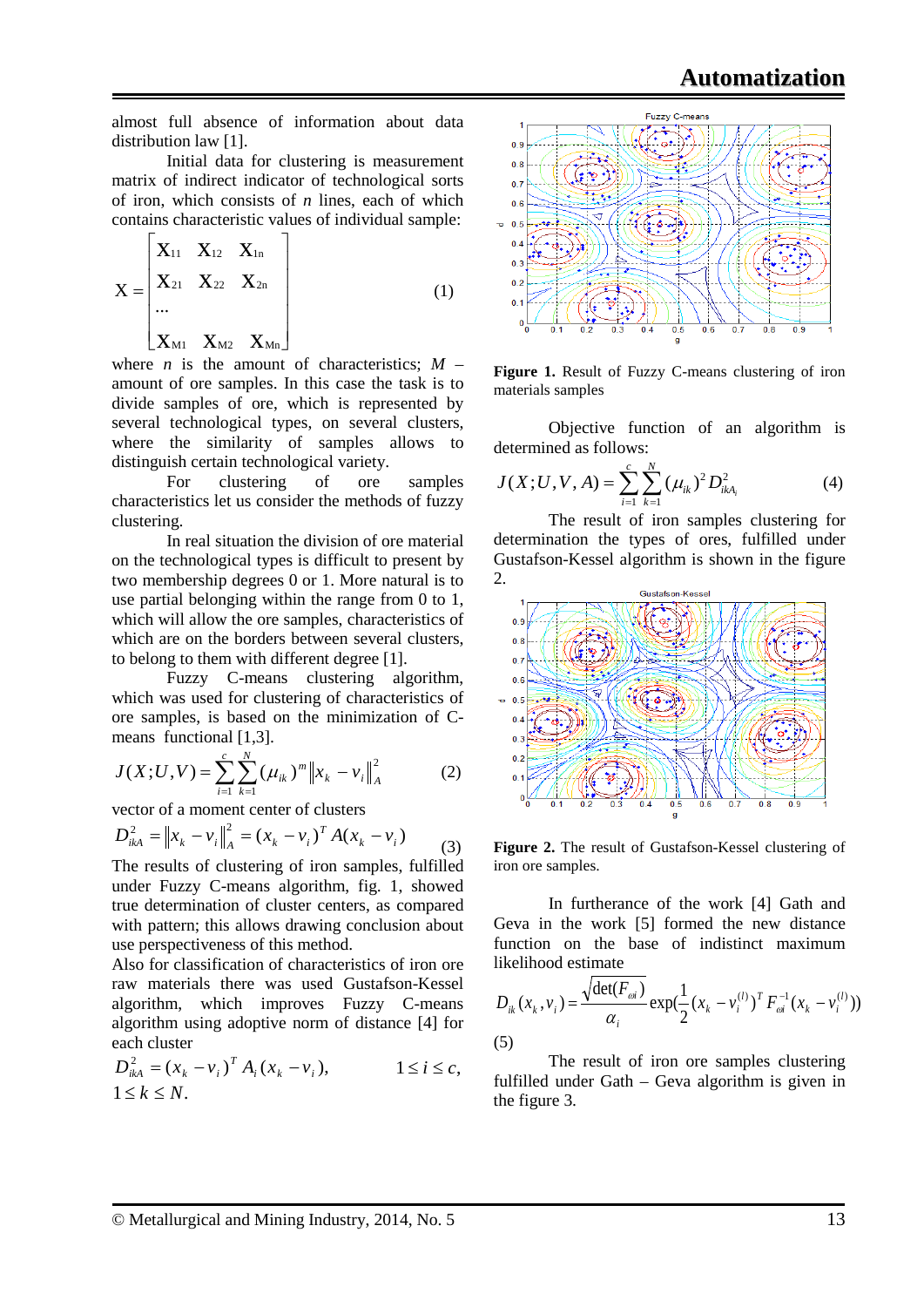almost full absence of information about data distribution law [1].

Initial data for clustering is measurement matrix of indirect indicator of technological sorts of iron, which consists of $n$ lines, each of which contains characteristic values of individual sample:

$$X = \begin{bmatrix} X_{11} & X_{12} & X_{1n} \\ X_{21} & X_{22} & X_{2n} \\ \ldots & & \\ X_{M1} & X_{M2} & X_{Mn} \end{bmatrix} \qquad (1)$$

where $n$ is the amount of characteristics; $M$ – amount of ore samples. In this case the task is to divide samples of ore, which is represented by several technological types, on several clusters, where the similarity of samples allows to distinguish certain technological variety.

For clustering of ore samples characteristics let us consider the methods of fuzzy clustering.

In real situation the division of ore material on the technological types is difficult to present by two membership degrees 0 or 1. More natural is to use partial belonging within the range from 0 to 1, which will allow the ore samples, characteristics of which are on the borders between several clusters, to belong to them with different degree [1].

Fuzzy C-means clustering algorithm, which was used for clustering of characteristics of ore samples, is based on the minimization of C-means functional [1,3].

$$J(X;U,V) = \sum_{i=1}^{c}\sum_{k=1}^{N}(\mu_{ik})^m \left\| x_k - v_i \right\|_A^2 \qquad (2)$$

vector of a moment center of clusters

$$D_{ikA}^2 = \left\| x_k - v_i \right\|_A^2 = (x_k - v_i)^T A (x_k - v_i) \qquad (3)$$

The results of clustering of iron samples, fulfilled under Fuzzy C-means algorithm, fig. 1, showed true determination of cluster centers, as compared with pattern; this allows drawing conclusion about use perspectiveness of this method.

Also for classification of characteristics of iron ore raw materials there was used Gustafson-Kessel algorithm, which improves Fuzzy C-means algorithm using adoptive norm of distance [4] for each cluster

$$D_{ikA}^2 = (x_k - v_i)^T A_i (x_k - v_i), \qquad 1 \le i \le c, \; 1 \le k \le N.$$

**Figure 1.** Result of Fuzzy C-means clustering of iron materials samples

Objective function of an algorithm is determined as follows:

$$J(X;U,V,A) = \sum_{i=1}^{c}\sum_{k=1}^{N}(\mu_{ik})^2 D_{ikA_i}^2 \qquad (4)$$

The result of iron samples clustering for determination the types of ores, fulfilled under Gustafson-Kessel algorithm is shown in the figure 2.

**Figure 2.** The result of Gustafson-Kessel clustering of iron ore samples.

In furtherance of the work [4] Gath and Geva in the work [5] formed the new distance function on the base of indistinct maximum likelihood estimate

$$D_{ik}(x_k, v_i) = \frac{\sqrt{\det(F_{\omega i})}}{\alpha_i} \exp\left(\frac{1}{2}(x_k - v_i^{(l)})^T F_{\omega i}^{-1}(x_k - v_i^{(l)})\right) \qquad (5)$$

The result of iron ore samples clustering fulfilled under Gath – Geva algorithm is given in the figure 3.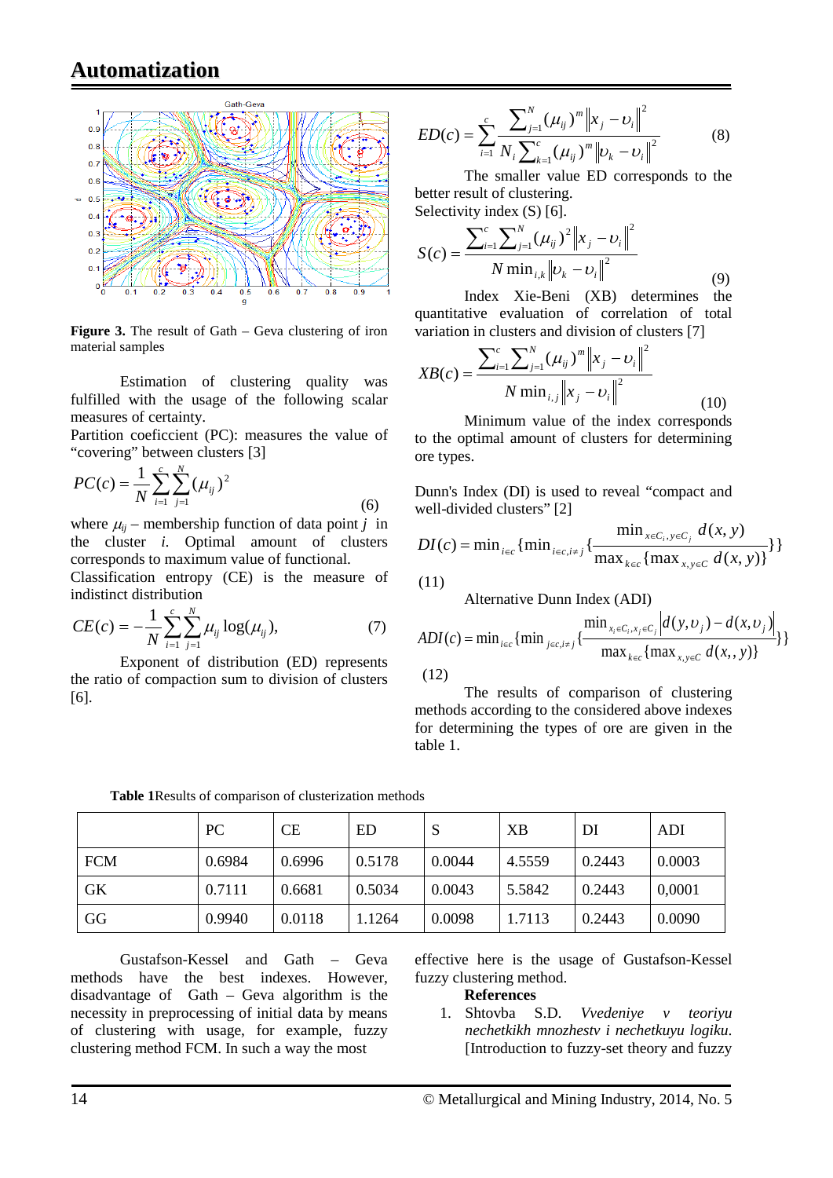**Figure 3.** The result of Gath – Geva clustering of iron material samples

Estimation of clustering quality was fulfilled with the usage of the following scalar measures of certainty.

Partition coeficcient (PC): measures the value of "covering" between clusters [3]

$$PC(c) = \frac{1}{N}\sum_{i=1}^{c}\sum_{j=1}^{N}(\mu_{ij})^2 \tag{6}$$

where $\mu_{ij}$ – membership function of data point $j$ in the cluster $i$. Optimal amount of clusters corresponds to maximum value of functional.

Classification entropy (CE) is the measure of indistinct distribution

$$CE(c) = -\frac{1}{N}\sum_{i=1}^{c}\sum_{j=1}^{N}\mu_{ij}\log(\mu_{ij}), \tag{7}$$

Exponent of distribution (ED) represents the ratio of compaction sum to division of clusters [6].

$$ED(c) = \sum_{i=1}^{c}\frac{\sum_{j=1}^{N}(\mu_{ij})^m\left\|x_j - \upsilon_i\right\|^2}{N_i\sum_{k=1}^{c}(\mu_{ij})^m\left\|\upsilon_k - \upsilon_i\right\|^2} \tag{8}$$

The smaller value ED corresponds to the better result of clustering.

Selectivity index (S) [6].

$$S(c) = \frac{\sum_{i=1}^{c}\sum_{j=1}^{N}(\mu_{ij})^2\left\|x_j - \upsilon_i\right\|^2}{N\min_{i,k}\left\|\upsilon_k - \upsilon_i\right\|^2} \tag{9}$$

Index Xie-Beni (XB) determines the quantitative evaluation of correlation of total variation in clusters and division of clusters [7]

$$XB(c) = \frac{\sum_{i=1}^{c}\sum_{j=1}^{N}(\mu_{ij})^m\left\|x_j - \upsilon_i\right\|^2}{N\min_{i,j}\left\|x_j - \upsilon_i\right\|^2} \tag{10}$$

Minimum value of the index corresponds to the optimal amount of clusters for determining ore types.

Dunn's Index (DI) is used to reveal "compact and well-divided clusters" [2]

$$DI(c) = \min_{i\in c}\{\min_{i\in c, i\neq j}\{\frac{\min_{x\in C_i, y\in C_j} d(x,y)}{\max_{k\in c}\{\max_{x,y\in C} d(x,y)\}}\}\} \tag{11}$$

Alternative Dunn Index (ADI)

$$ADI(c) = \min_{i\in c}\{\min_{j\in c, i\neq j}\{\frac{\min_{x_i\in C_i, x_j\in C_j}\left|d(y,\upsilon_j) - d(x,\upsilon_j)\right|}{\max_{k\in c}\{\max_{x,y\in C} d(x,,y)\}}\}\} \tag{12}$$

The results of comparison of clustering methods according to the considered above indexes for determining the types of ore are given in the table 1.

**Table 1**Results of comparison of clusterization methods

| | PC | CE | ED | S | XB | DI | ADI |
|---|---|---|---|---|---|---|---|
| FCM | 0.6984 | 0.6996 | 0.5178 | 0.0044 | 4.5559 | 0.2443 | 0.0003 |
| GK | 0.7111 | 0.6681 | 0.5034 | 0.0043 | 5.5842 | 0.2443 | 0,0001 |
| GG | 0.9940 | 0.0118 | 1.1264 | 0.0098 | 1.7113 | 0.2443 | 0.0090 |

Gustafson-Kessel and Gath – Geva methods have the best indexes. However, disadvantage of Gath – Geva algorithm is the necessity in preprocessing of initial data by means of clustering with usage, for example, fuzzy clustering method FCM. In such a way the most effective here is the usage of Gustafson-Kessel fuzzy clustering method.

## References

1. Shtovba S.D. *Vvedeniye v teoriyu nechetkikh mnozhestv i nechetkuyu logiku*. [Introduction to fuzzy-set theory and fuzzy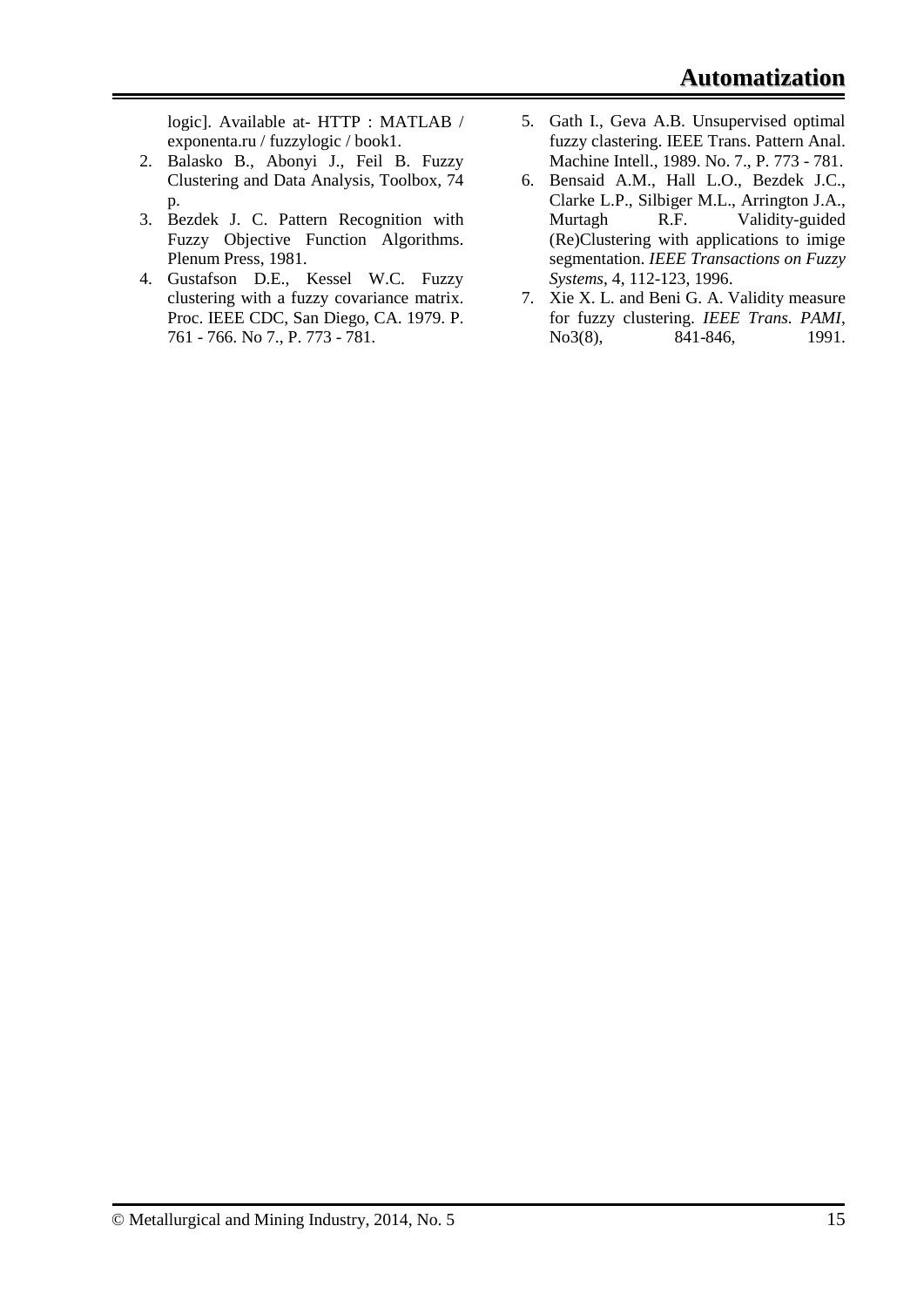logic]. Available at- HTTP : MATLAB / exponenta.ru / fuzzylogic / book1.

2. Balasko B., Abonyi J., Feil B. Fuzzy Clustering and Data Analysis, Toolbox, 74 p.
3. Bezdek J. C. Pattern Recognition with Fuzzy Objective Function Algorithms. Plenum Press, 1981.
4. Gustafson D.E., Kessel W.C. Fuzzy clustering with a fuzzy covariance matrix. Proc. IEEE CDC, San Diego, CA. 1979. P. 761 - 766. No 7., P. 773 - 781.
5. Gath I., Geva A.B. Unsupervised optimal fuzzy clastering. IEEE Trans. Pattern Anal. Machine Intell., 1989. No. 7., P. 773 - 781.
6. Bensaid A.M., Hall L.O., Bezdek J.C., Clarke L.P., Silbiger M.L., Arrington J.A., Murtagh R.F. Validity-guided (Re)Clustering with applications to imige segmentation. *IEEE Transactions on Fuzzy Systems*, 4, 112-123, 1996.
7. Xie X. L. and Beni G. A. Validity measure for fuzzy clustering. *IEEE Trans. PAMI*, No3(8), 841-846, 1991.